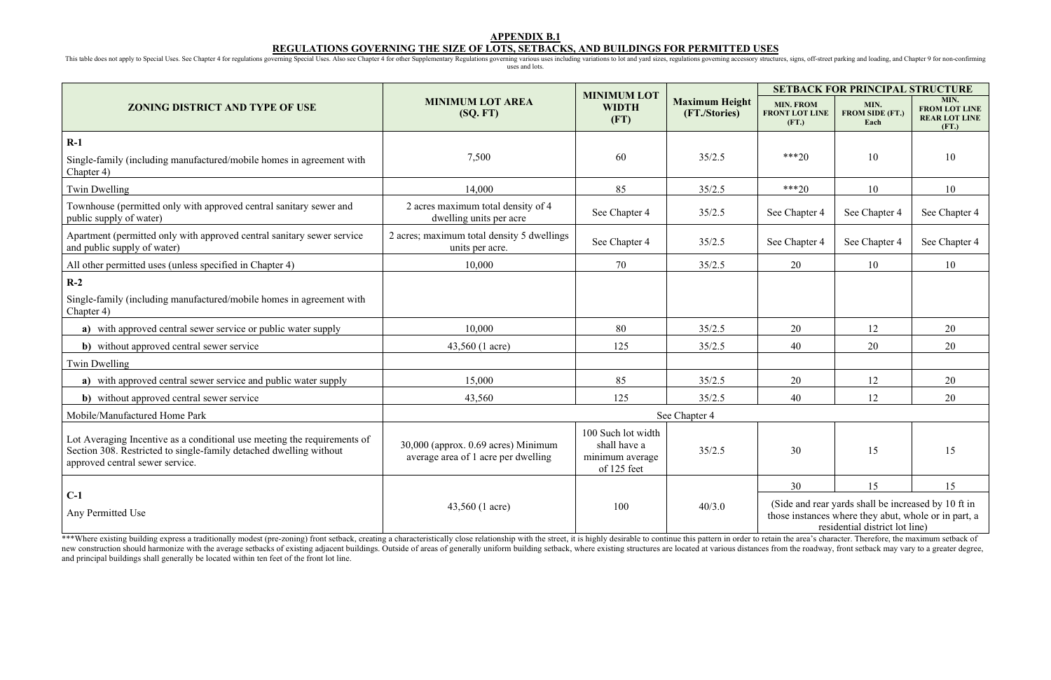## APPENDIX B.1

## REGULATIONS GOVERNING THE SIZE OF LOTS, SETBACKS, AND BUILDINGS FOR PERMITTED USES

This table does not apply to Special Uses. See Chapter 4 for regulations governing Special Uses. Also see Chapter 4 for other Supplementary Regulations governing various uses including variations to lot and yard sizes, regulations governing accessory structures, signs, off-street parking and loading, and Chapter 9 for non-confirming uses and lots.

| ZONING DISTRICT AND TYPE OF USE | MINIMUM LOT AREA (SQ. FT) | MINIMUM LOT WIDTH (FT) | Maximum Height (FT./Stories) | SETBACK FOR PRINCIPAL STRUCTURE | | |
|---|---|---|---|---|---|---|
| | | | | MIN. FROM FRONT LOT LINE (FT.) | MIN. FROM SIDE (FT.) Each | MIN. FROM LOT LINE REAR LOT LINE (FT.) |
| **R-1**<br>Single-family (including manufactured/mobile homes in agreement with Chapter 4) | 7,500 | 60 | 35/2.5 | ***20 | 10 | 10 |
| Twin Dwelling | 14,000 | 85 | 35/2.5 | ***20 | 10 | 10 |
| Townhouse (permitted only with approved central sanitary sewer and public supply of water) | 2 acres maximum total density of 4 dwelling units per acre | See Chapter 4 | 35/2.5 | See Chapter 4 | See Chapter 4 | See Chapter 4 |
| Apartment (permitted only with approved central sanitary sewer service and public supply of water) | 2 acres; maximum total density 5 dwellings units per acre. | See Chapter 4 | 35/2.5 | See Chapter 4 | See Chapter 4 | See Chapter 4 |
| All other permitted uses (unless specified in Chapter 4) | 10,000 | 70 | 35/2.5 | 20 | 10 | 10 |
| **R-2**<br>Single-family (including manufactured/mobile homes in agreement with Chapter 4) | | | | | | |
| **a)** with approved central sewer service or public water supply | 10,000 | 80 | 35/2.5 | 20 | 12 | 20 |
| **b)** without approved central sewer service | 43,560 (1 acre) | 125 | 35/2.5 | 40 | 20 | 20 |
| Twin Dwelling | | | | | | |
| **a)** with approved central sewer service and public water supply | 15,000 | 85 | 35/2.5 | 20 | 12 | 20 |
| **b)** without approved central sewer service | 43,560 | 125 | 35/2.5 | 40 | 12 | 20 |
| Mobile/Manufactured Home Park | See Chapter 4 | | | | | |
| Lot Averaging Incentive as a conditional use meeting the requirements of Section 308. Restricted to single-family detached dwelling without approved central sewer service. | 30,000 (approx. 0.69 acres) Minimum average area of 1 acre per dwelling | 100 Such lot width shall have a minimum average of 125 feet | 35/2.5 | 30 | 15 | 15 |
| **C-1**<br>Any Permitted Use | 43,560 (1 acre) | 100 | 40/3.0 | 30 | 15 | 15 |
| | | | | (Side and rear yards shall be increased by 10 ft in those instances where they abut, whole or in part, a residential district lot line) | | |

***Where existing building express a traditionally modest (pre-zoning) front setback, creating a characteristically close relationship with the street, it is highly desirable to continue this pattern in order to retain the area's character. Therefore, the maximum setback of new construction should harmonize with the average setbacks of existing adjacent buildings. Outside of areas of generally uniform building setback, where existing structures are located at various distances from the roadway, front setback may vary to a greater degree, and principal buildings shall generally be located within ten feet of the front lot line.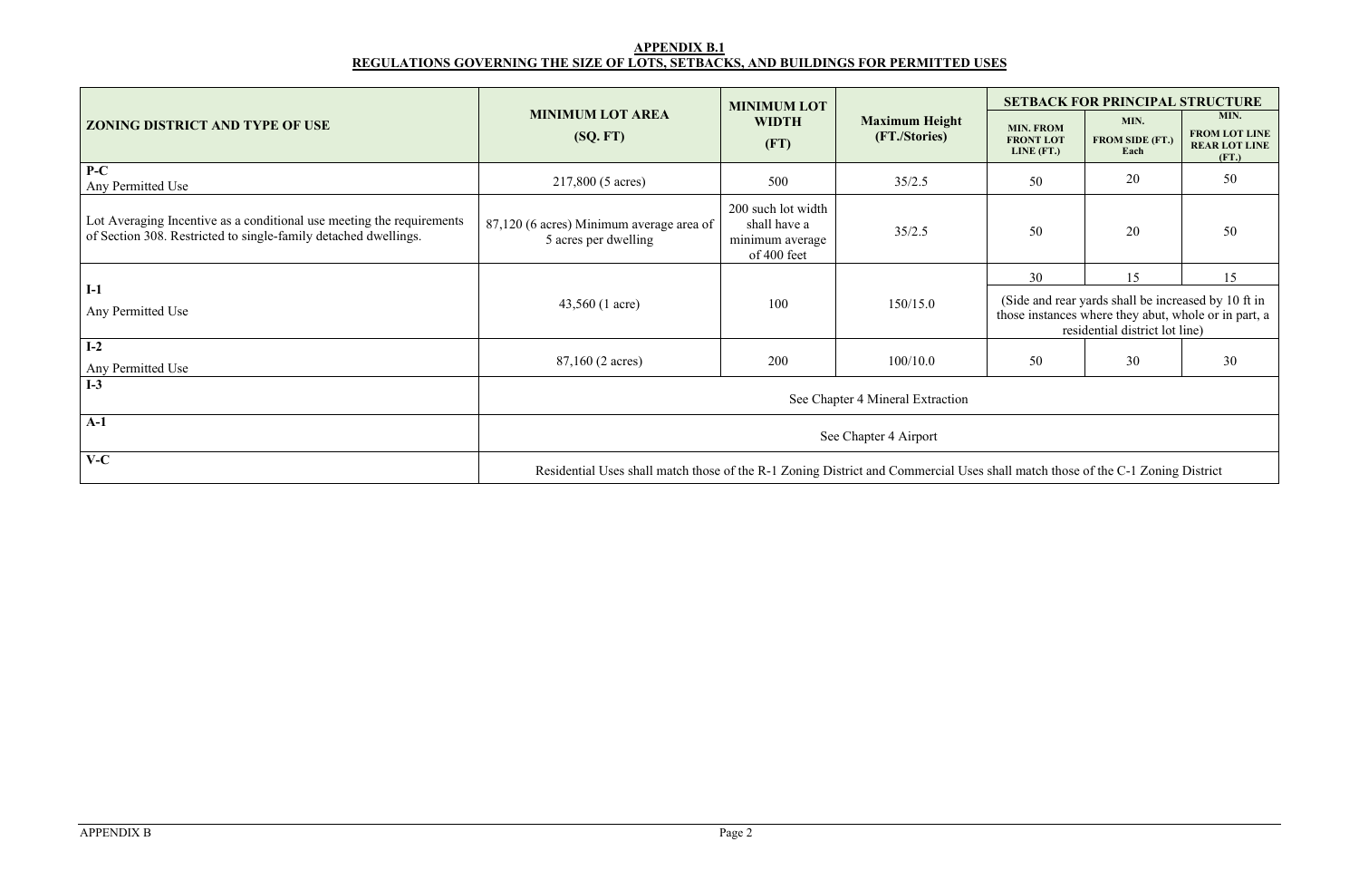**APPENDIX B.1**
**REGULATIONS GOVERNING THE SIZE OF LOTS, SETBACKS, AND BUILDINGS FOR PERMITTED USES**

| ZONING DISTRICT AND TYPE OF USE | MINIMUM LOT AREA (SQ. FT) | MINIMUM LOT WIDTH (FT) | Maximum Height (FT./Stories) | SETBACK FOR PRINCIPAL STRUCTURE | | |
|---|---|---|---|---|---|---|
| | | | | MIN. FROM FRONT LOT LINE (FT.) | MIN. FROM SIDE (FT.) Each | MIN. FROM LOT LINE REAR LOT LINE (FT.) |
| **P-C** Any Permitted Use | 217,800 (5 acres) | 500 | 35/2.5 | 50 | 20 | 50 |
| Lot Averaging Incentive as a conditional use meeting the requirements of Section 308. Restricted to single-family detached dwellings. | 87,120 (6 acres) Minimum average area of 5 acres per dwelling | 200 such lot width shall have a minimum average of 400 feet | 35/2.5 | 50 | 20 | 50 |
| **I-1** Any Permitted Use | 43,560 (1 acre) | 100 | 150/15.0 | 30 | 15 | 15 |
| | | | | (Side and rear yards shall be increased by 10 ft in those instances where they abut, whole or in part, a residential district lot line) | | |
| **I-2** Any Permitted Use | 87,160 (2 acres) | 200 | 100/10.0 | 50 | 30 | 30 |
| **I-3** | See Chapter 4 Mineral Extraction | | | | | |
| **A-1** | See Chapter 4 Airport | | | | | |
| **V-C** | Residential Uses shall match those of the R-1 Zoning District and Commercial Uses shall match those of the C-1 Zoning District | | | | | |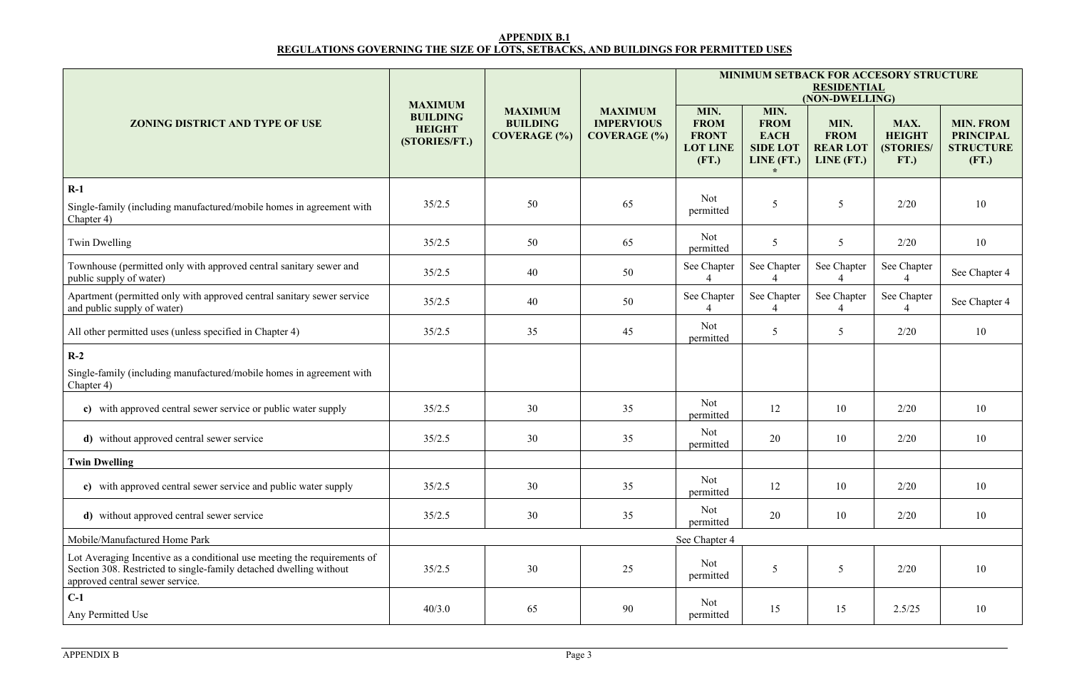**APPENDIX B.1**
**REGULATIONS GOVERNING THE SIZE OF LOTS, SETBACKS, AND BUILDINGS FOR PERMITTED USES**

| ZONING DISTRICT AND TYPE OF USE | MAXIMUM BUILDING HEIGHT (STORIES/FT.) | MAXIMUM BUILDING COVERAGE (%) | MAXIMUM IMPERVIOUS COVERAGE (%) | MINIMUM SETBACK FOR ACCESORY STRUCTURE RESIDENTIAL (NON-DWELLING) | | | | |
|---|---|---|---|---|---|---|---|---|
| | | | | MIN. FROM FRONT LOT LINE (FT.) | MIN. FROM EACH SIDE LOT LINE (FT.) * | MIN. FROM REAR LOT LINE (FT.) | MAX. HEIGHT (STORIES/ FT.) | MIN. FROM PRINCIPAL STRUCTURE (FT.) |
| **R-1**<br>Single-family (including manufactured/mobile homes in agreement with Chapter 4) | 35/2.5 | 50 | 65 | Not permitted | 5 | 5 | 2/20 | 10 |
| Twin Dwelling | 35/2.5 | 50 | 65 | Not permitted | 5 | 5 | 2/20 | 10 |
| Townhouse (permitted only with approved central sanitary sewer and public supply of water) | 35/2.5 | 40 | 50 | See Chapter 4 | See Chapter 4 | See Chapter 4 | See Chapter 4 | See Chapter 4 |
| Apartment (permitted only with approved central sanitary sewer service and public supply of water) | 35/2.5 | 40 | 50 | See Chapter 4 | See Chapter 4 | See Chapter 4 | See Chapter 4 | See Chapter 4 |
| All other permitted uses (unless specified in Chapter 4) | 35/2.5 | 35 | 45 | Not permitted | 5 | 5 | 2/20 | 10 |
| **R-2**<br>Single-family (including manufactured/mobile homes in agreement with Chapter 4) | | | | | | | | |
| **c)** with approved central sewer service or public water supply | 35/2.5 | 30 | 35 | Not permitted | 12 | 10 | 2/20 | 10 |
| **d)** without approved central sewer service | 35/2.5 | 30 | 35 | Not permitted | 20 | 10 | 2/20 | 10 |
| **Twin Dwelling** | | | | | | | | |
| **c)** with approved central sewer service and public water supply | 35/2.5 | 30 | 35 | Not permitted | 12 | 10 | 2/20 | 10 |
| **d)** without approved central sewer service | 35/2.5 | 30 | 35 | Not permitted | 20 | 10 | 2/20 | 10 |
| Mobile/Manufactured Home Park | See Chapter 4 | | | | | | | |
| Lot Averaging Incentive as a conditional use meeting the requirements of Section 308. Restricted to single-family detached dwelling without approved central sewer service. | 35/2.5 | 30 | 25 | Not permitted | 5 | 5 | 2/20 | 10 |
| **C-1**<br>Any Permitted Use | 40/3.0 | 65 | 90 | Not permitted | 15 | 15 | 2.5/25 | 10 |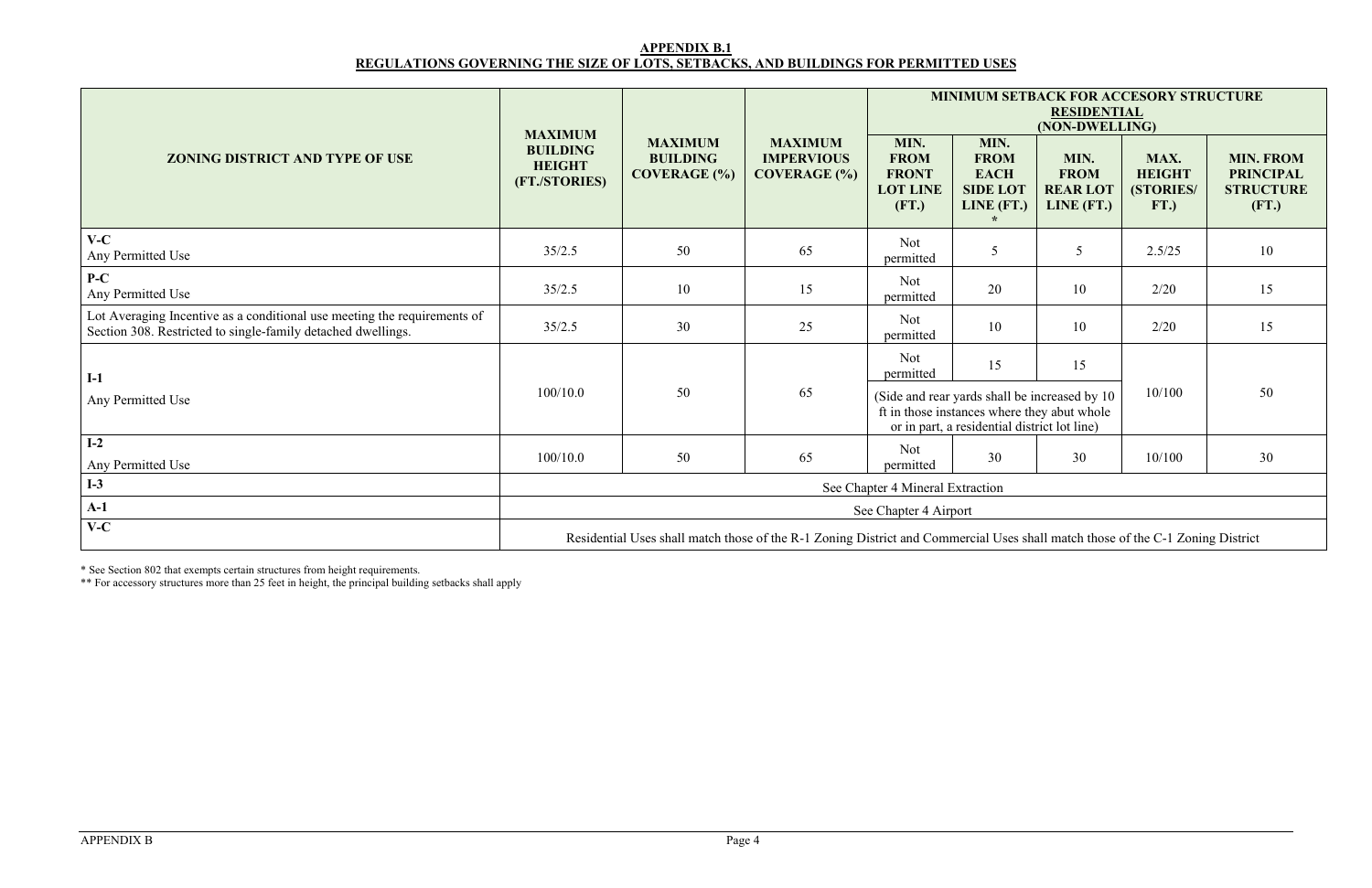**APPENDIX B.1**
**REGULATIONS GOVERNING THE SIZE OF LOTS, SETBACKS, AND BUILDINGS FOR PERMITTED USES**

| ZONING DISTRICT AND TYPE OF USE | MAXIMUM BUILDING HEIGHT (FT./STORIES) | MAXIMUM BUILDING COVERAGE (%) | MAXIMUM IMPERVIOUS COVERAGE (%) | MINIMUM SETBACK FOR ACCESORY STRUCTURE RESIDENTIAL (NON-DWELLING) | | | | |
|---|---|---|---|---|---|---|---|---|
| | | | | MIN. FROM FRONT LOT LINE (FT.) | MIN. FROM EACH SIDE LOT LINE (FT.) * | MIN. FROM REAR LOT LINE (FT.) | MAX. HEIGHT (STORIES/ FT.) | MIN. FROM PRINCIPAL STRUCTURE (FT.) |
| **V-C** Any Permitted Use | 35/2.5 | 50 | 65 | Not permitted | 5 | 5 | 2.5/25 | 10 |
| **P-C** Any Permitted Use | 35/2.5 | 10 | 15 | Not permitted | 20 | 10 | 2/20 | 15 |
| Lot Averaging Incentive as a conditional use meeting the requirements of Section 308. Restricted to single-family detached dwellings. | 35/2.5 | 30 | 25 | Not permitted | 10 | 10 | 2/20 | 15 |
| **I-1** Any Permitted Use | 100/10.0 | 50 | 65 | Not permitted | 15 | 15 | 10/100 | 50 |
| | | | | (Side and rear yards shall be increased by 10 ft in those instances where they abut whole or in part, a residential district lot line) | | | | |
| **I-2** Any Permitted Use | 100/10.0 | 50 | 65 | Not permitted | 30 | 30 | 10/100 | 30 |
| **I-3** | See Chapter 4 Mineral Extraction | | | | | | | |
| **A-1** | See Chapter 4 Airport | | | | | | | |
| **V-C** | Residential Uses shall match those of the R-1 Zoning District and Commercial Uses shall match those of the C-1 Zoning District | | | | | | | |

* See Section 802 that exempts certain structures from height requirements.
** For accessory structures more than 25 feet in height, the principal building setbacks shall apply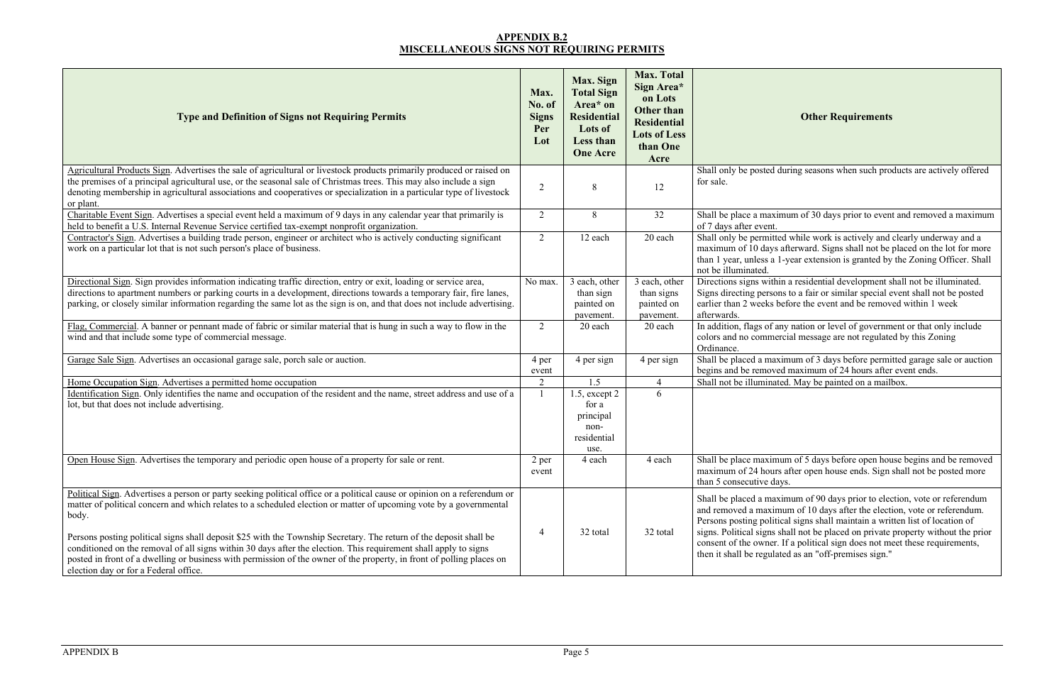## APPENDIX B.2
## MISCELLANEOUS SIGNS NOT REQUIRING PERMITS

| Type and Definition of Signs not Requiring Permits | Max. No. of Signs Per Lot | Max. Sign Total Sign Area* on Residential Lots of Less than One Acre | Max. Total Sign Area* on Lots Other than Residential Lots of Less than One Acre | Other Requirements |
|---|---|---|---|---|
| Agricultural Products Sign. Advertises the sale of agricultural or livestock products primarily produced or raised on the premises of a principal agricultural use, or the seasonal sale of Christmas trees. This may also include a sign denoting membership in agricultural associations and cooperatives or specialization in a particular type of livestock or plant. | 2 | 8 | 12 | Shall only be posted during seasons when such products are actively offered for sale. |
| Charitable Event Sign. Advertises a special event held a maximum of 9 days in any calendar year that primarily is held to benefit a U.S. Internal Revenue Service certified tax-exempt nonprofit organization. | 2 | 8 | 32 | Shall be place a maximum of 30 days prior to event and removed a maximum of 7 days after event. |
| Contractor's Sign. Advertises a building trade person, engineer or architect who is actively conducting significant work on a particular lot that is not such person's place of business. | 2 | 12 each | 20 each | Shall only be permitted while work is actively and clearly underway and a maximum of 10 days afterward. Signs shall not be placed on the lot for more than 1 year, unless a 1-year extension is granted by the Zoning Officer. Shall not be illuminated. |
| Directional Sign. Sign provides information indicating traffic direction, entry or exit, loading or service area, directions to apartment numbers or parking courts in a development, directions towards a temporary fair, fire lanes, parking, or closely similar information regarding the same lot as the sign is on, and that does not include advertising. | No max. | 3 each, other than sign painted on pavement. | 3 each, other than signs painted on pavement. | Directions signs within a residential development shall not be illuminated. Signs directing persons to a fair or similar special event shall not be posted earlier than 2 weeks before the event and be removed within 1 week afterwards. |
| Flag, Commercial. A banner or pennant made of fabric or similar material that is hung in such a way to flow in the wind and that include some type of commercial message. | 2 | 20 each | 20 each | In addition, flags of any nation or level of government or that only include colors and no commercial message are not regulated by this Zoning Ordinance. |
| Garage Sale Sign. Advertises an occasional garage sale, porch sale or auction. | 4 per event | 4 per sign | 4 per sign | Shall be placed a maximum of 3 days before permitted garage sale or auction begins and be removed maximum of 24 hours after event ends. |
| Home Occupation Sign. Advertises a permitted home occupation | 2 | 1.5 | 4 | Shall not be illuminated. May be painted on a mailbox. |
| Identification Sign. Only identifies the name and occupation of the resident and the name, street address and use of a lot, but that does not include advertising. | 1 | 1.5, except 2 for a principal non-residential use. | 6 | |
| Open House Sign. Advertises the temporary and periodic open house of a property for sale or rent. | 2 per event | 4 each | 4 each | Shall be place maximum of 5 days before open house begins and be removed maximum of 24 hours after open house ends. Sign shall not be posted more than 5 consecutive days. |
| Political Sign. Advertises a person or party seeking political office or a political cause or opinion on a referendum or matter of political concern and which relates to a scheduled election or matter of upcoming vote by a governmental body.<br><br>Persons posting political signs shall deposit $25 with the Township Secretary. The return of the deposit shall be conditioned on the removal of all signs within 30 days after the election. This requirement shall apply to signs posted in front of a dwelling or business with permission of the owner of the property, in front of polling places on election day or for a Federal office. | 4 | 32 total | 32 total | Shall be placed a maximum of 90 days prior to election, vote or referendum and removed a maximum of 10 days after the election, vote or referendum. Persons posting political signs shall maintain a written list of location of signs. Political signs shall not be placed on private property without the prior consent of the owner. If a political sign does not meet these requirements, then it shall be regulated as an "off-premises sign." |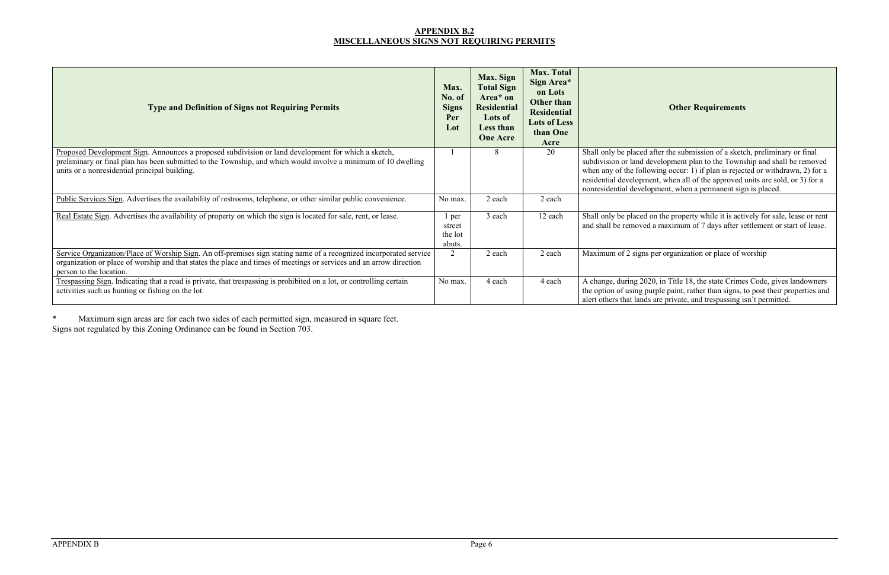**APPENDIX B.2**
**MISCELLANEOUS SIGNS NOT REQUIRING PERMITS**

| Type and Definition of Signs not Requiring Permits | Max. No. of Signs Per Lot | Max. Sign Total Sign Area* on Residential Lots of Less than One Acre | Max. Total Sign Area* on Lots Other than Residential Lots of Less than One Acre | Other Requirements |
|---|---|---|---|---|
| Proposed Development Sign. Announces a proposed subdivision or land development for which a sketch, preliminary or final plan has been submitted to the Township, and which would involve a minimum of 10 dwelling units or a nonresidential principal building. | 1 | 8 | 20 | Shall only be placed after the submission of a sketch, preliminary or final subdivision or land development plan to the Township and shall be removed when any of the following occur: 1) if plan is rejected or withdrawn, 2) for a residential development, when all of the approved units are sold, or 3) for a nonresidential development, when a permanent sign is placed. |
| Public Services Sign. Advertises the availability of restrooms, telephone, or other similar public convenience. | No max. | 2 each | 2 each | |
| Real Estate Sign. Advertises the availability of property on which the sign is located for sale, rent, or lease. | 1 per street the lot abuts. | 3 each | 12 each | Shall only be placed on the property while it is actively for sale, lease or rent and shall be removed a maximum of 7 days after settlement or start of lease. |
| Service Organization/Place of Worship Sign. An off-premises sign stating name of a recognized incorporated service organization or place of worship and that states the place and times of meetings or services and an arrow direction person to the location. | 2 | 2 each | 2 each | Maximum of 2 signs per organization or place of worship |
| Trespassing Sign. Indicating that a road is private, that trespassing is prohibited on a lot, or controlling certain activities such as hunting or fishing on the lot. | No max. | 4 each | 4 each | A change, during 2020, in Title 18, the state Crimes Code, gives landowners the option of using purple paint, rather than signs, to post their properties and alert others that lands are private, and trespassing isn't permitted. |

\* Maximum sign areas are for each two sides of each permitted sign, measured in square feet.
Signs not regulated by this Zoning Ordinance can be found in Section 703.